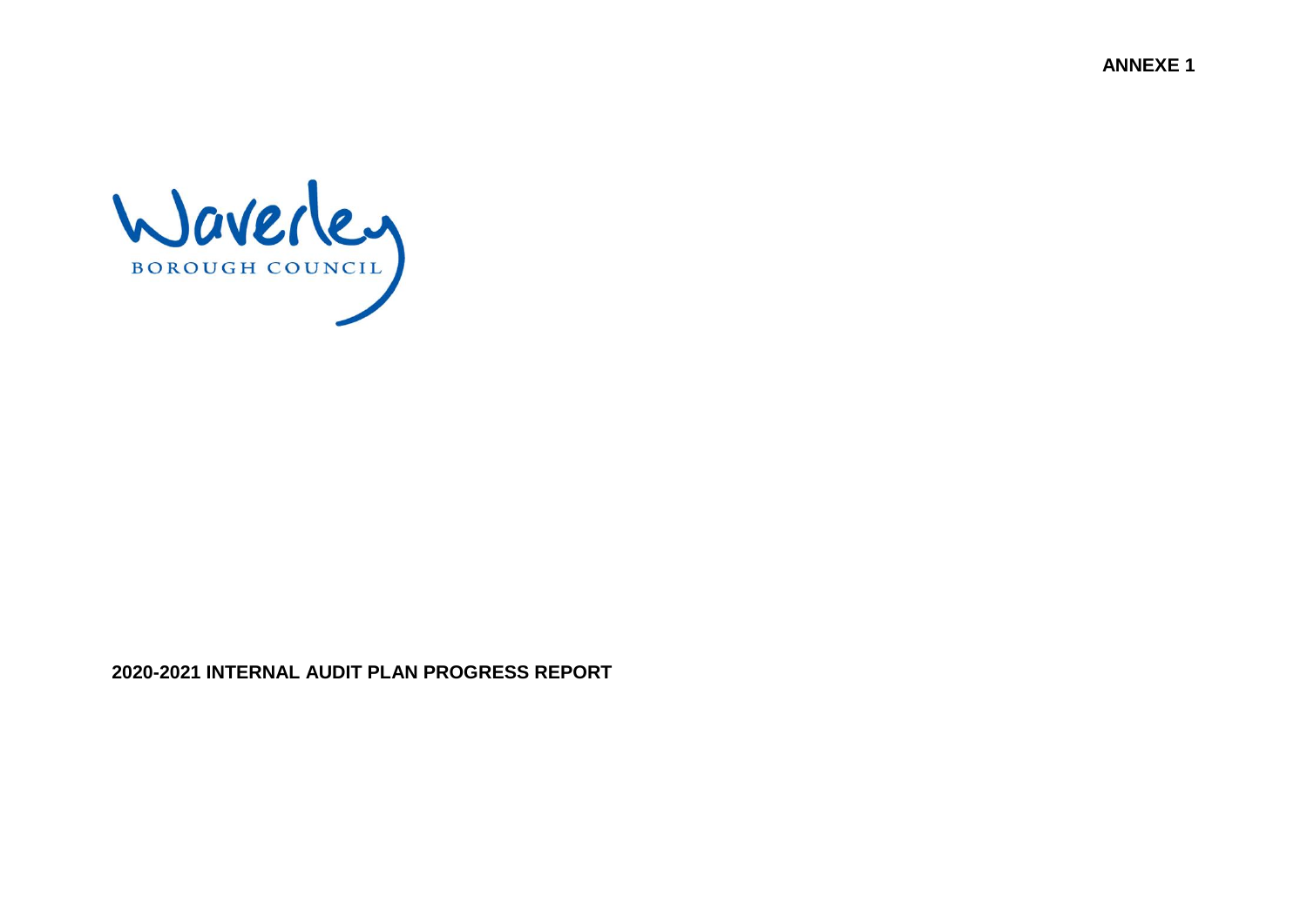**ANNEXE 1**

Waverley

BOROUGH COUNCIL

# 2020-2021 INTERNAL AUDIT PLAN PROGRESS REPORT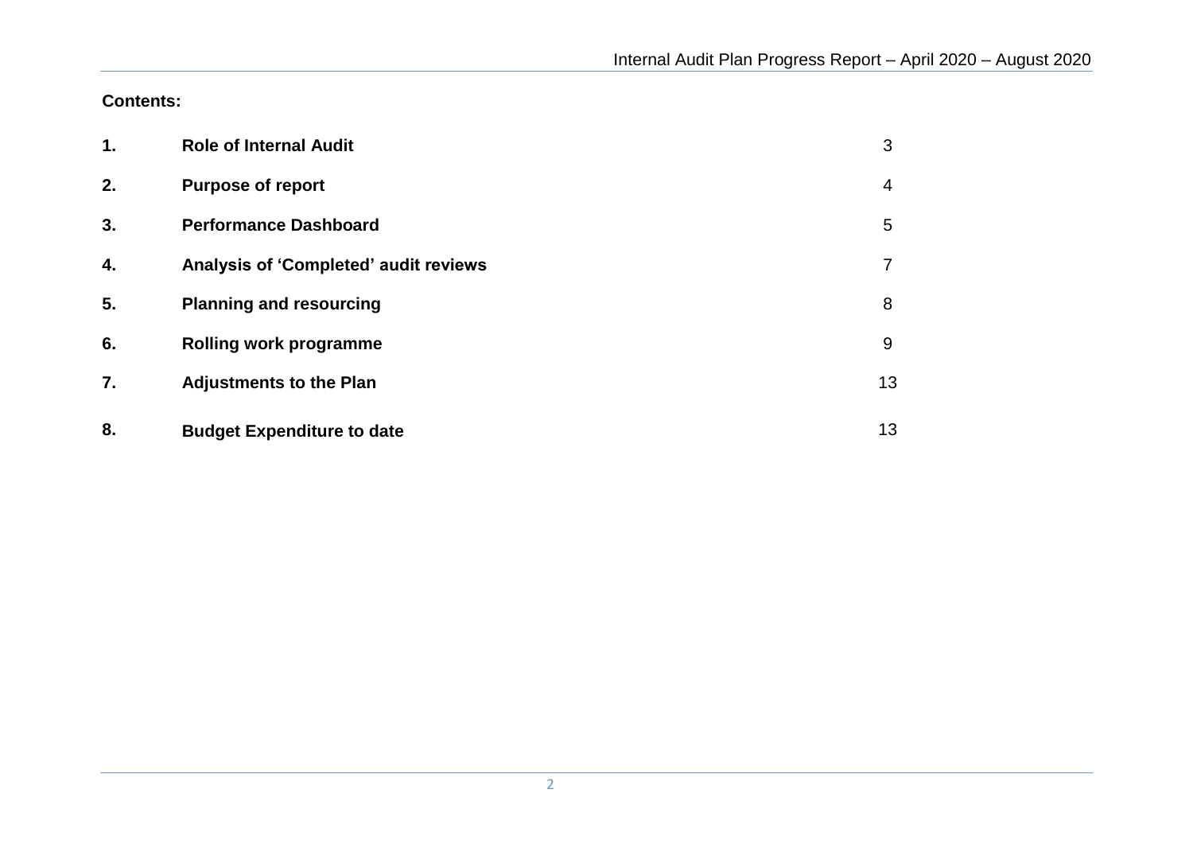**Contents:**

| | | |
|---|---|---|
| **1.** | **Role of Internal Audit** | 3 |
| **2.** | **Purpose of report** | 4 |
| **3.** | **Performance Dashboard** | 5 |
| **4.** | **Analysis of 'Completed' audit reviews** | 7 |
| **5.** | **Planning and resourcing** | 8 |
| **6.** | **Rolling work programme** | 9 |
| **7.** | **Adjustments to the Plan** | 13 |
| **8.** | **Budget Expenditure to date** | 13 |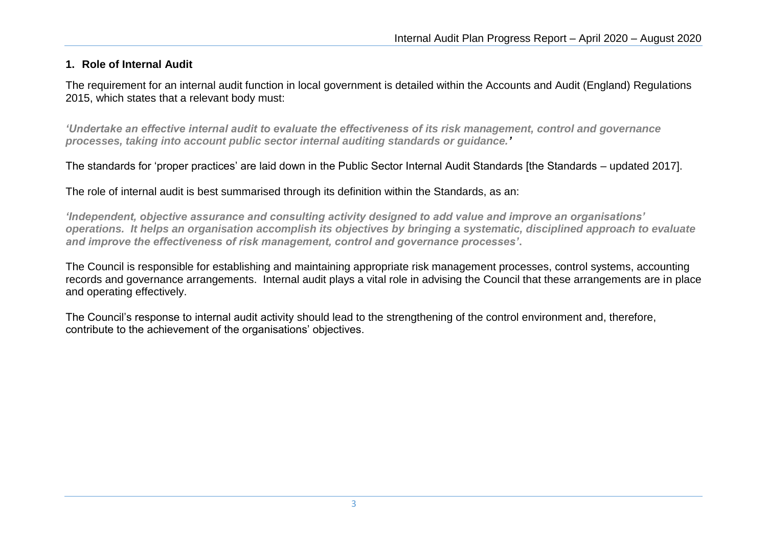## 1. Role of Internal Audit

The requirement for an internal audit function in local government is detailed within the Accounts and Audit (England) Regulations 2015, which states that a relevant body must:

***'Undertake an effective internal audit to evaluate the effectiveness of its risk management, control and governance processes, taking into account public sector internal auditing standards or guidance.'***

The standards for 'proper practices' are laid down in the Public Sector Internal Audit Standards [the Standards – updated 2017].

The role of internal audit is best summarised through its definition within the Standards, as an:

***'Independent, objective assurance and consulting activity designed to add value and improve an organisations' operations. It helps an organisation accomplish its objectives by bringing a systematic, disciplined approach to evaluate and improve the effectiveness of risk management, control and governance processes'*.**

The Council is responsible for establishing and maintaining appropriate risk management processes, control systems, accounting records and governance arrangements. Internal audit plays a vital role in advising the Council that these arrangements are in place and operating effectively.

The Council's response to internal audit activity should lead to the strengthening of the control environment and, therefore, contribute to the achievement of the organisations' objectives.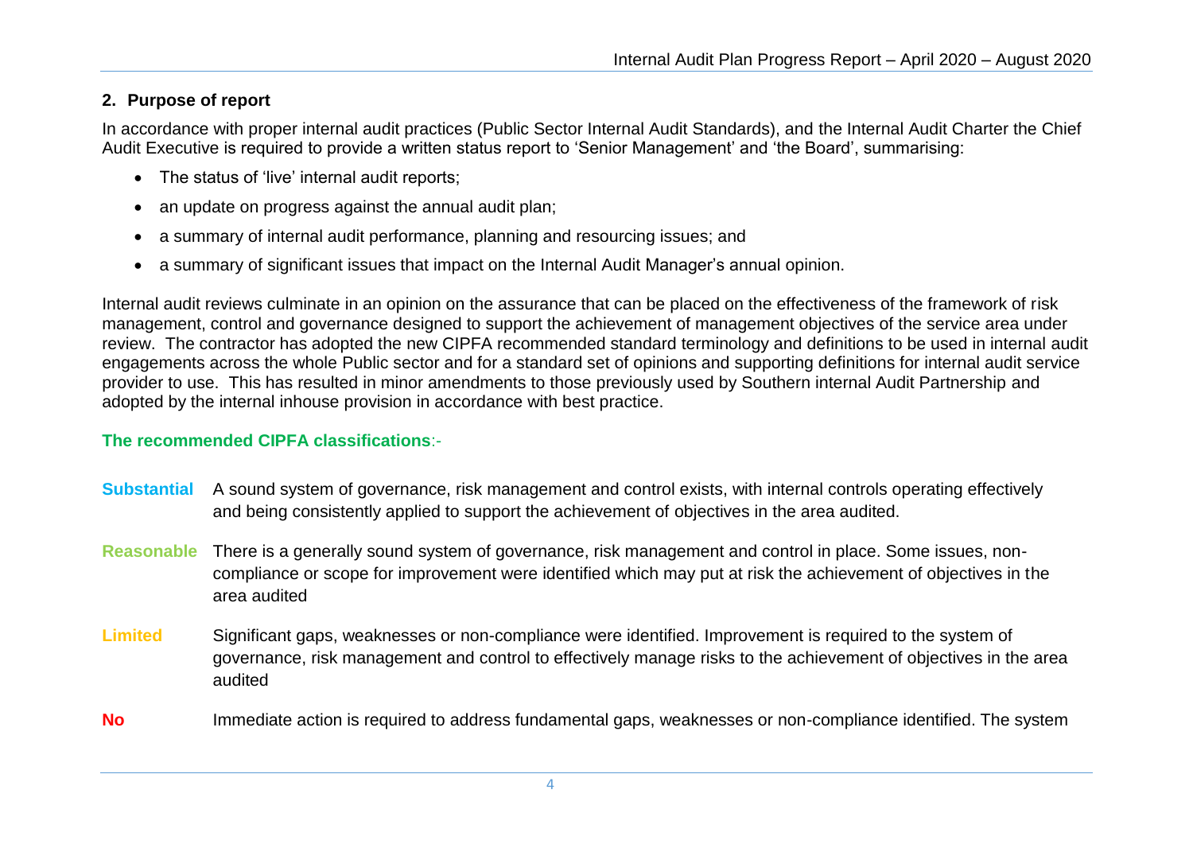## 2. Purpose of report

In accordance with proper internal audit practices (Public Sector Internal Audit Standards), and the Internal Audit Charter the Chief Audit Executive is required to provide a written status report to 'Senior Management' and 'the Board', summarising:

- The status of 'live' internal audit reports;
- an update on progress against the annual audit plan;
- a summary of internal audit performance, planning and resourcing issues; and
- a summary of significant issues that impact on the Internal Audit Manager's annual opinion.

Internal audit reviews culminate in an opinion on the assurance that can be placed on the effectiveness of the framework of risk management, control and governance designed to support the achievement of management objectives of the service area under review. The contractor has adopted the new CIPFA recommended standard terminology and definitions to be used in internal audit engagements across the whole Public sector and for a standard set of opinions and supporting definitions for internal audit service provider to use. This has resulted in minor amendments to those previously used by Southern internal Audit Partnership and adopted by the internal inhouse provision in accordance with best practice.

**The recommended CIPFA classifications**:-

**Substantial** A sound system of governance, risk management and control exists, with internal controls operating effectively and being consistently applied to support the achievement of objectives in the area audited.

**Reasonable** There is a generally sound system of governance, risk management and control in place. Some issues, non-compliance or scope for improvement were identified which may put at risk the achievement of objectives in the area audited

**Limited** Significant gaps, weaknesses or non-compliance were identified. Improvement is required to the system of governance, risk management and control to effectively manage risks to the achievement of objectives in the area audited

**No** Immediate action is required to address fundamental gaps, weaknesses or non-compliance identified. The system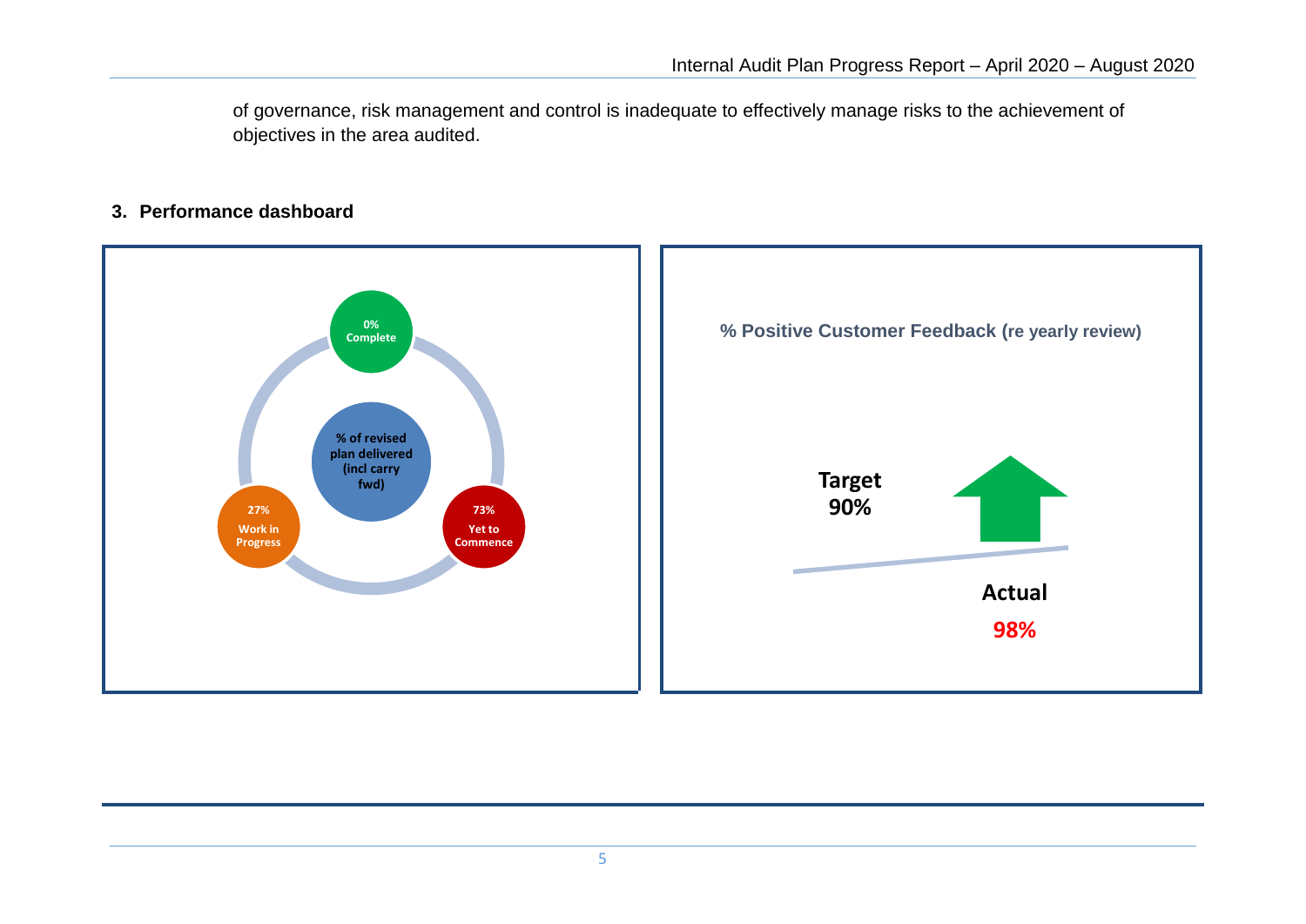of governance, risk management and control is inadequate to effectively manage risks to the achievement of objectives in the area audited.

## 3. Performance dashboard

0%
Complete

% of revised plan delivered (incl carry fwd)

27%
Work in Progress

73%
Yet to Commence

**% Positive Customer Feedback (re yearly review)**

**Target**
**90%**

**Actual**
**98%**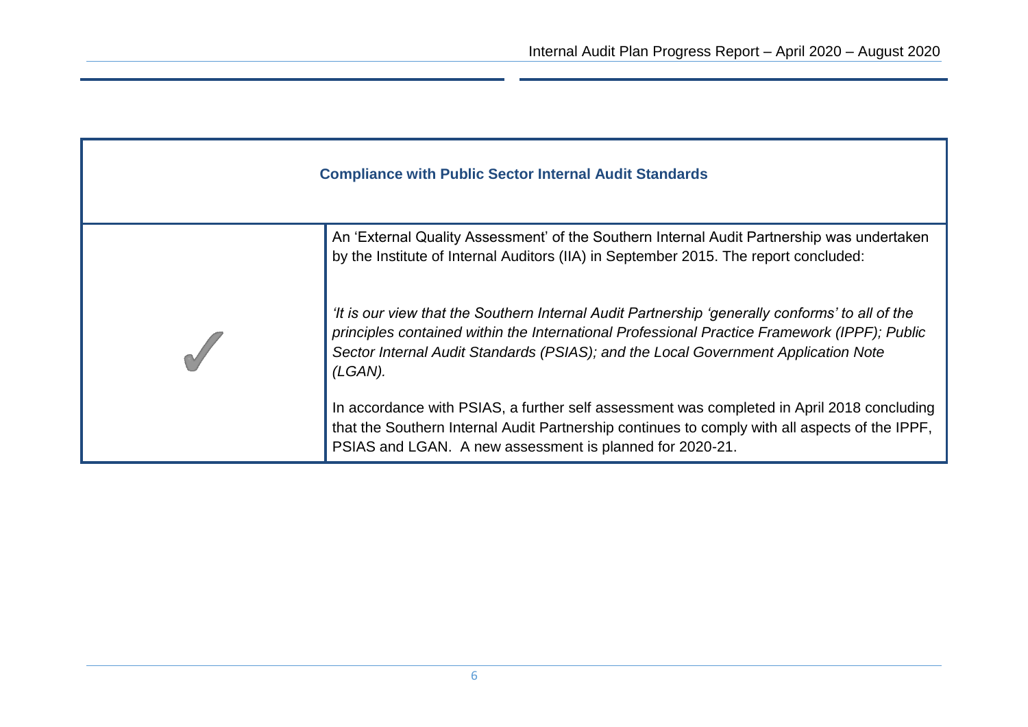| Compliance with Public Sector Internal Audit Standards | |
|---|---|
| ✓ | An ‘External Quality Assessment’ of the Southern Internal Audit Partnership was undertaken by the Institute of Internal Auditors (IIA) in September 2015. The report concluded:<br><br>*‘It is our view that the Southern Internal Audit Partnership ‘generally conforms’ to all of the principles contained within the International Professional Practice Framework (IPPF); Public Sector Internal Audit Standards (PSIAS); and the Local Government Application Note (LGAN).*<br><br>In accordance with PSIAS, a further self assessment was completed in April 2018 concluding that the Southern Internal Audit Partnership continues to comply with all aspects of the IPPF, PSIAS and LGAN. A new assessment is planned for 2020-21. |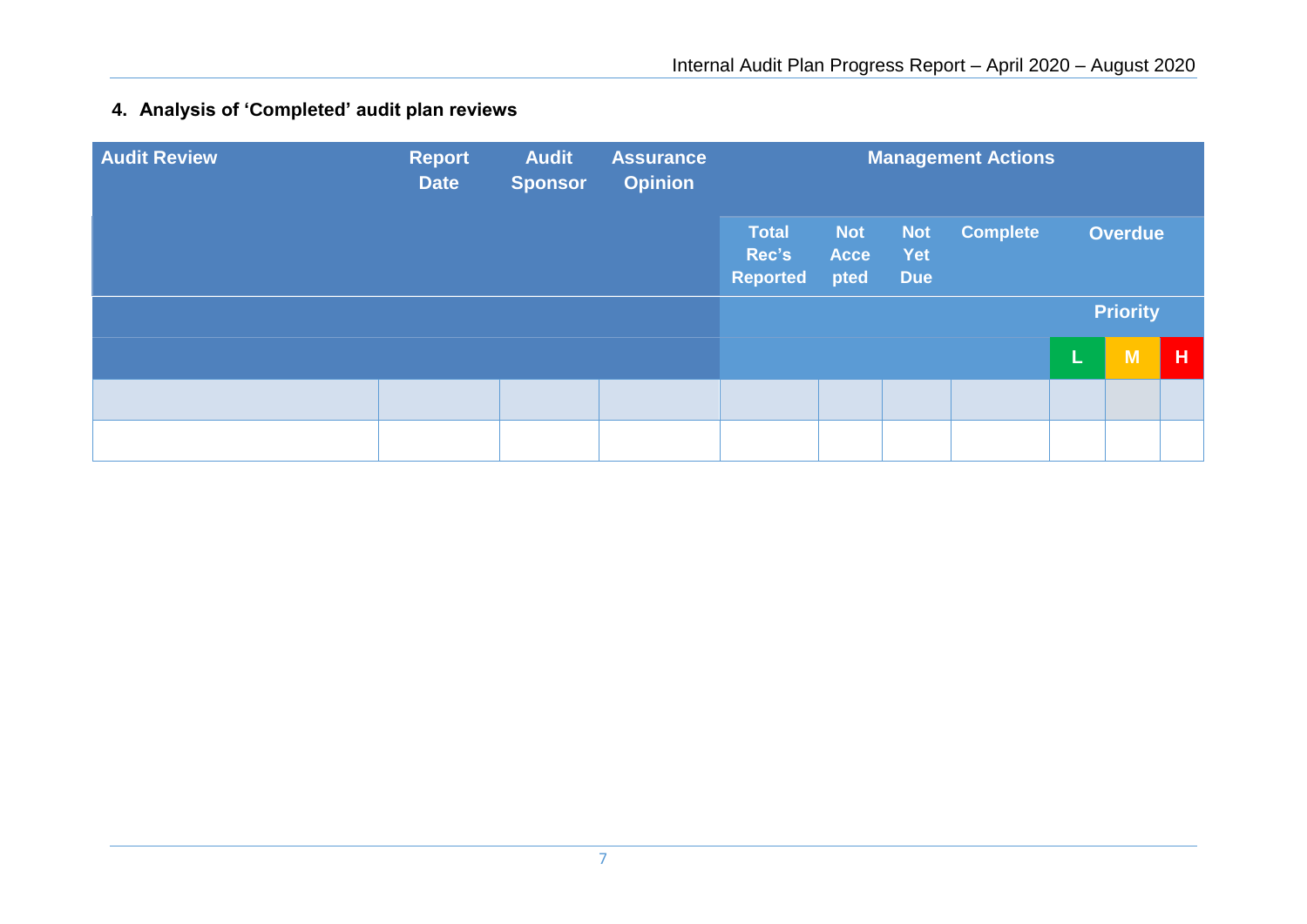## 4. Analysis of 'Completed' audit plan reviews

| Audit Review | Report Date | Audit Sponsor | Assurance Opinion | Management Actions | | | | | | |
|---|---|---|---|---|---|---|---|---|---|---|
| | | | | Total Rec's Reported | Not Accepted | Not Yet Due | Complete | Overdue | | |
| | | | | | | | | Priority | | |
| | | | | | | | | L | M | H |
| | | | | | | | | | | |
| | | | | | | | | | | |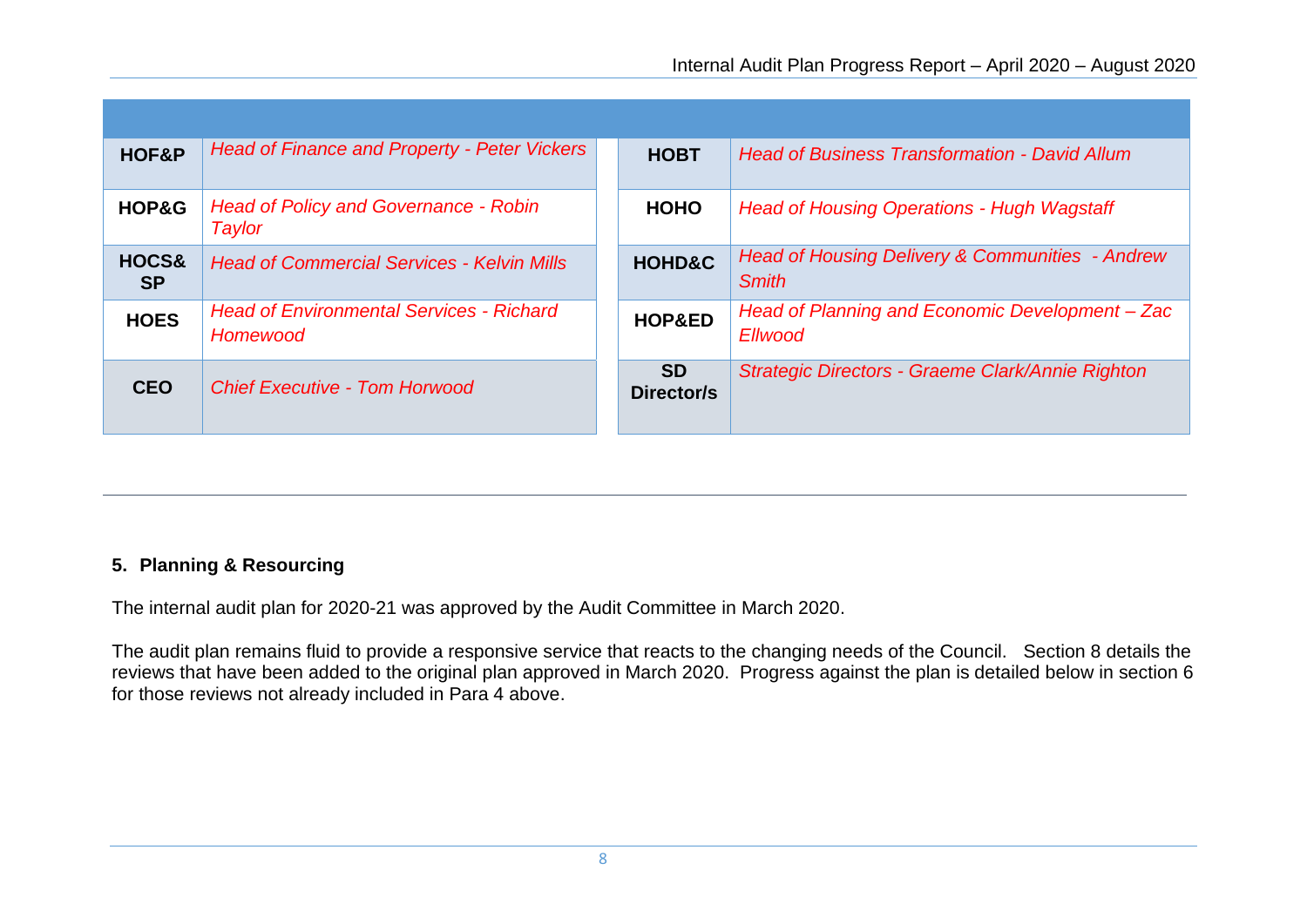| | | | |
|---|---|---|---|
| **HOF&P** | *Head of Finance and Property - Peter Vickers* | **HOBT** | *Head of Business Transformation - David Allum* |
| **HOP&G** | *Head of Policy and Governance - Robin Taylor* | **HOHO** | *Head of Housing Operations - Hugh Wagstaff* |
| **HOCS& SP** | *Head of Commercial Services - Kelvin Mills* | **HOHD&C** | *Head of Housing Delivery & Communities - Andrew Smith* |
| **HOES** | *Head of Environmental Services - Richard Homewood* | **HOP&ED** | *Head of Planning and Economic Development – Zac Ellwood* |
| **CEO** | *Chief Executive - Tom Horwood* | **SD Director/s** | *Strategic Directors - Graeme Clark/Annie Righton* |

## 5. Planning & Resourcing

The internal audit plan for 2020-21 was approved by the Audit Committee in March 2020.

The audit plan remains fluid to provide a responsive service that reacts to the changing needs of the Council. Section 8 details the reviews that have been added to the original plan approved in March 2020. Progress against the plan is detailed below in section 6 for those reviews not already included in Para 4 above.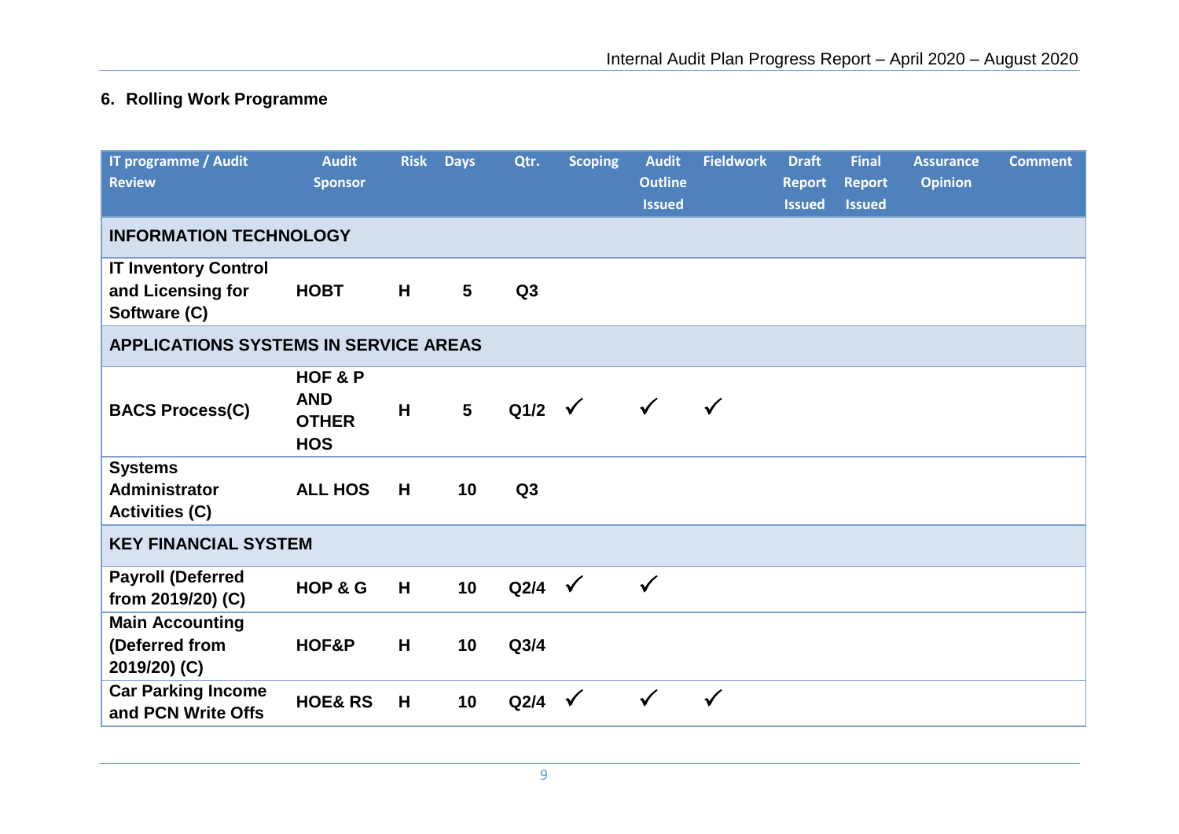## 6. Rolling Work Programme

| IT programme / Audit Review | Audit Sponsor | Risk | Days | Qtr. | Scoping | Audit Outline Issued | Fieldwork | Draft Report Issued | Final Report Issued | Assurance Opinion | Comment |
|---|---|---|---|---|---|---|---|---|---|---|---|
| **INFORMATION TECHNOLOGY** | | | | | | | | | | | |
| **IT Inventory Control and Licensing for Software (C)** | **HOBT** | **H** | **5** | **Q3** | | | | | | | |
| **APPLICATIONS SYSTEMS IN SERVICE AREAS** | | | | | | | | | | | |
| **BACS Process(C)** | **HOF & P AND OTHER HOS** | **H** | **5** | **Q1/2** | ✓ | ✓ | ✓ | | | | |
| **Systems Administrator Activities (C)** | **ALL HOS** | **H** | **10** | **Q3** | | | | | | | |
| **KEY FINANCIAL SYSTEM** | | | | | | | | | | | |
| **Payroll (Deferred from 2019/20) (C)** | **HOP & G** | **H** | **10** | **Q2/4** | ✓ | ✓ | | | | | |
| **Main Accounting (Deferred from 2019/20) (C)** | **HOF&P** | **H** | **10** | **Q3/4** | | | | | | | |
| **Car Parking Income and PCN Write Offs** | **HOE& RS** | **H** | **10** | **Q2/4** | ✓ | ✓ | ✓ | | | | |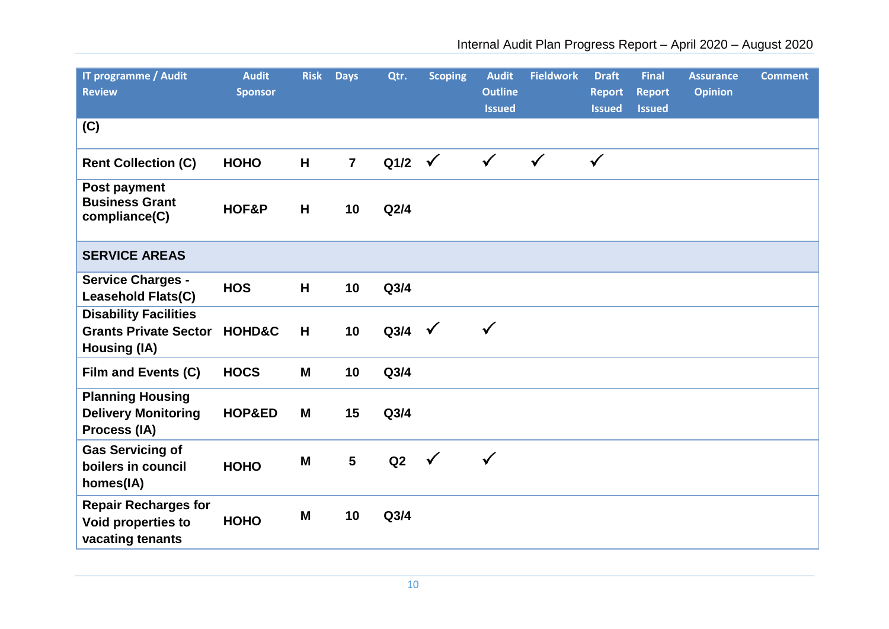| IT programme / Audit Review | Audit Sponsor | Risk | Days | Qtr. | Scoping | Audit Outline Issued | Fieldwork | Draft Report Issued | Final Report Issued | Assurance Opinion | Comment |
|---|---|---|---|---|---|---|---|---|---|---|---|
| (C) | | | | | | | | | | | |
| Rent Collection (C) | HOHO | H | 7 | Q1/2 | ✓ | ✓ | ✓ | ✓ | | | |
| Post payment Business Grant compliance(C) | HOF&P | H | 10 | Q2/4 | | | | | | | |
| **SERVICE AREAS** | | | | | | | | | | | |
| Service Charges - Leasehold Flats(C) | HOS | H | 10 | Q3/4 | | | | | | | |
| Disability Facilities Grants Private Sector Housing (IA) | HOHD&C | H | 10 | Q3/4 | ✓ | ✓ | | | | | |
| Film and Events (C) | HOCS | M | 10 | Q3/4 | | | | | | | |
| Planning Housing Delivery Monitoring Process (IA) | HOP&ED | M | 15 | Q3/4 | | | | | | | |
| Gas Servicing of boilers in council homes(IA) | HOHO | M | 5 | Q2 | ✓ | ✓ | | | | | |
| Repair Recharges for Void properties to vacating tenants | HOHO | M | 10 | Q3/4 | | | | | | | |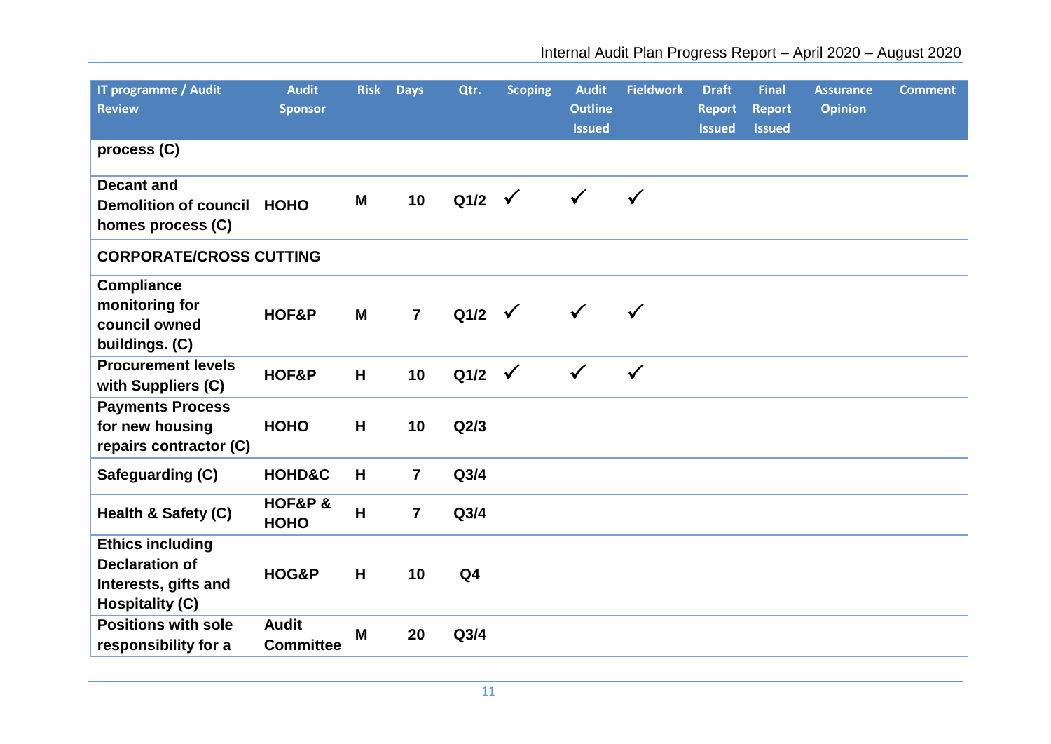| IT programme / Audit Review | Audit Sponsor | Risk | Days | Qtr. | Scoping | Audit Outline Issued | Fieldwork | Draft Report Issued | Final Report Issued | Assurance Opinion | Comment |
|---|---|---|---|---|---|---|---|---|---|---|---|
| **process (C)** | | | | | | | | | | | |
| **Decant and Demolition of council homes process (C)** | **HOHO** | **M** | **10** | **Q1/2** | ✓ | ✓ | ✓ | | | | |
| **CORPORATE/CROSS CUTTING** | | | | | | | | | | | |
| **Compliance monitoring for council owned buildings. (C)** | **HOF&P** | **M** | **7** | **Q1/2** | ✓ | ✓ | ✓ | | | | |
| **Procurement levels with Suppliers (C)** | **HOF&P** | **H** | **10** | **Q1/2** | ✓ | ✓ | ✓ | | | | |
| **Payments Process for new housing repairs contractor (C)** | **HOHO** | **H** | **10** | **Q2/3** | | | | | | | |
| **Safeguarding (C)** | **HOHD&C** | **H** | **7** | **Q3/4** | | | | | | | |
| **Health & Safety (C)** | **HOF&P & HOHO** | **H** | **7** | **Q3/4** | | | | | | | |
| **Ethics including Declaration of Interests, gifts and Hospitality (C)** | **HOG&P** | **H** | **10** | **Q4** | | | | | | | |
| **Positions with sole responsibility for a** | **Audit Committee** | **M** | **20** | **Q3/4** | | | | | | | |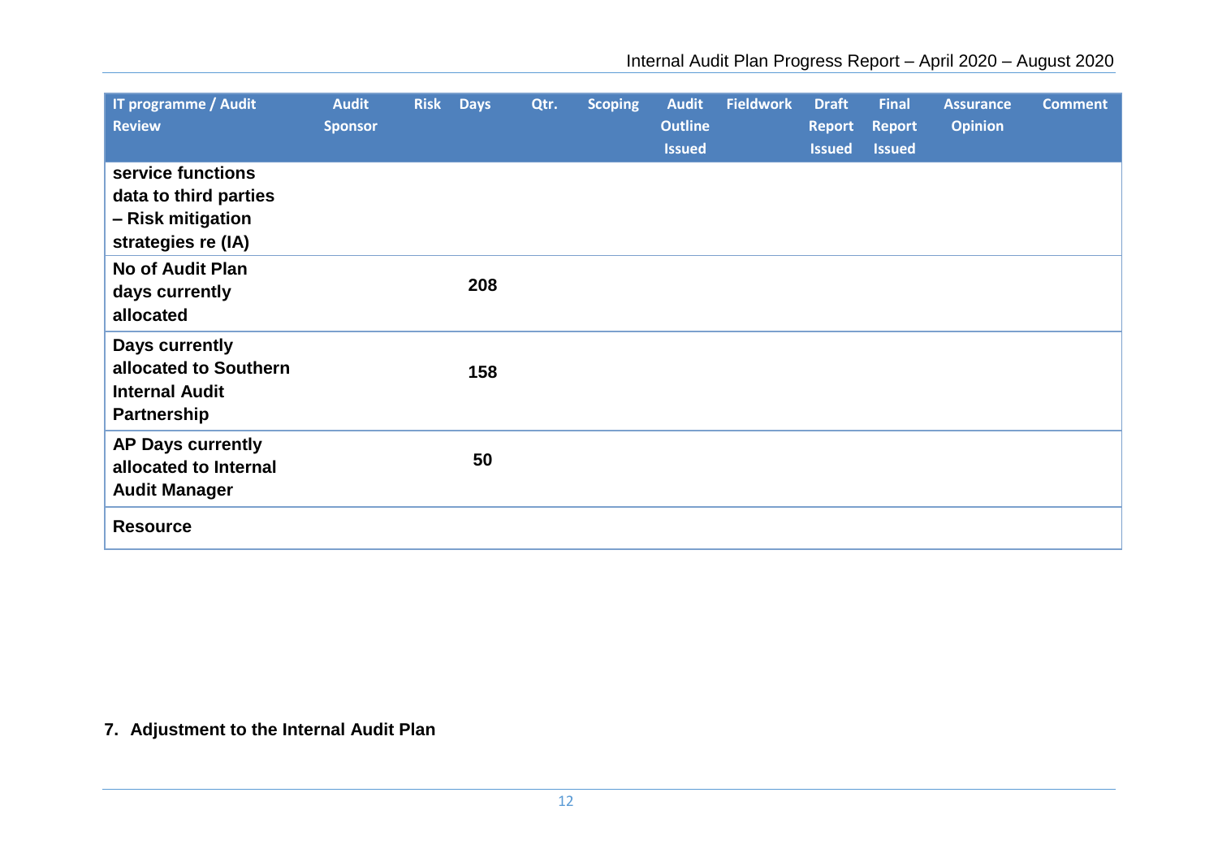| IT programme / Audit Review | Audit Sponsor | Risk | Days | Qtr. | Scoping | Audit Outline Issued | Fieldwork | Draft Report Issued | Final Report Issued | Assurance Opinion | Comment |
|---|---|---|---|---|---|---|---|---|---|---|---|
| **service functions data to third parties – Risk mitigation strategies re (IA)** | | | | | | | | | | | |
| **No of Audit Plan days currently allocated** | | | **208** | | | | | | | | |
| **Days currently allocated to Southern Internal Audit Partnership** | | | **158** | | | | | | | | |
| **AP Days currently allocated to Internal Audit Manager** | | | **50** | | | | | | | | |
| **Resource** | | | | | | | | | | | |

## 7. Adjustment to the Internal Audit Plan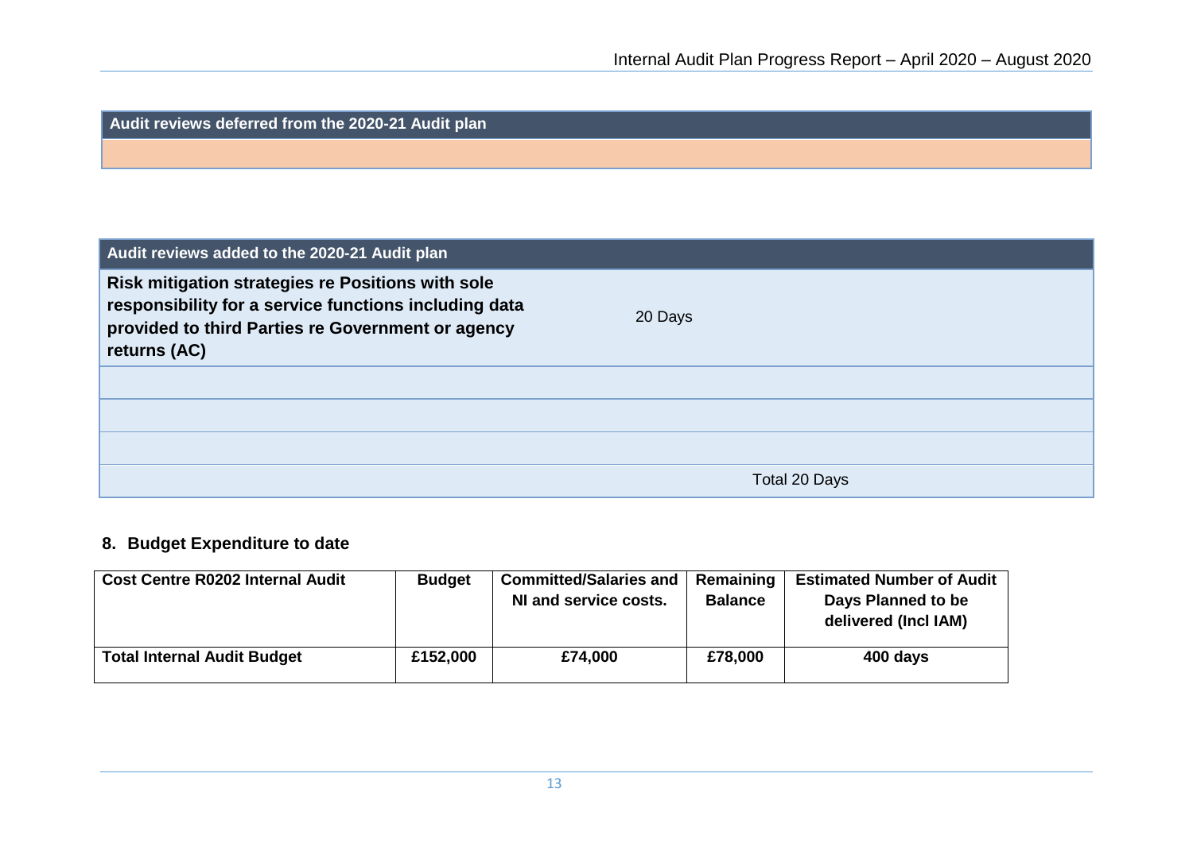| Audit reviews deferred from the 2020-21 Audit plan |
|---|
| |

| Audit reviews added to the 2020-21 Audit plan | | |
|---|---|---|
| **Risk mitigation strategies re Positions with sole responsibility for a service functions including data provided to third Parties re Government or agency returns (AC)** | 20 Days | |
| | | |
| | | |
| | | |
| | | Total 20 Days |

## 8. Budget Expenditure to date

| Cost Centre R0202 Internal Audit | Budget | Committed/Salaries and NI and service costs. | Remaining Balance | Estimated Number of Audit Days Planned to be delivered (Incl IAM) |
|---|---|---|---|---|
| **Total Internal Audit Budget** | **£152,000** | **£74,000** | **£78,000** | **400 days** |